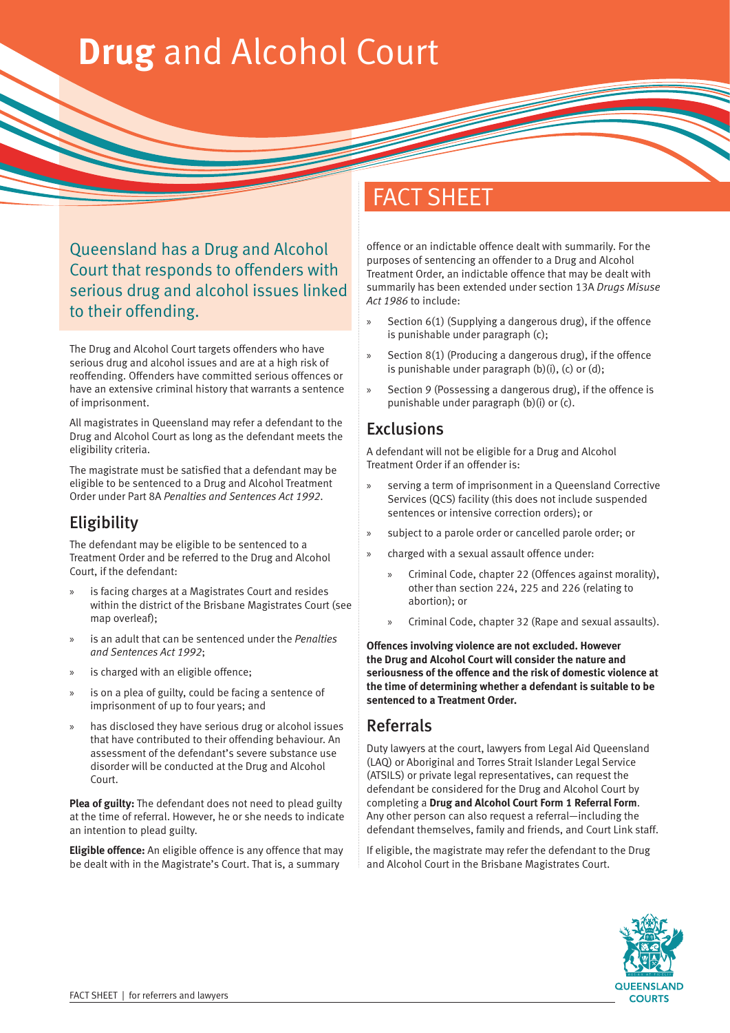# **Drug** and Alcohol Court

## FACT SHEET

Queensland has a Drug and Alcohol Court that responds to offenders with serious drug and alcohol issues linked to their offending.

The Drug and Alcohol Court targets offenders who have serious drug and alcohol issues and are at a high risk of reoffending. Offenders have committed serious offences or have an extensive criminal history that warrants a sentence of imprisonment.

All magistrates in Queensland may refer a defendant to the Drug and Alcohol Court as long as the defendant meets the eligibility criteria.

The magistrate must be satisfied that a defendant may be eligible to be sentenced to a Drug and Alcohol Treatment Order under Part 8A *Penalties and Sentences Act 1992*.

## Eligibility

The defendant may be eligible to be sentenced to a Treatment Order and be referred to the Drug and Alcohol Court, if the defendant:

- is facing charges at a Magistrates Court and resides within the district of the Brisbane Magistrates Court (see map overleaf);
- is an adult that can be sentenced under the *Penalties and Sentences Act 1992*;
- is charged with an eligible offence;
- is on a plea of guilty, could be facing a sentence of imprisonment of up to four years; and
- has disclosed they have serious drug or alcohol issues that have contributed to their offending behaviour. An assessment of the defendant's severe substance use disorder will be conducted at the Drug and Alcohol Court.

**Plea of guilty:** The defendant does not need to plead guilty at the time of referral. However, he or she needs to indicate an intention to plead guilty.

**Eligible offence:** An eligible offence is any offence that may be dealt with in the Magistrate's Court. That is, a summary offence or an indictable offence dealt with summarily. For the purposes of sentencing an offender to a Drug and Alcohol Treatment Order, an indictable offence that may be dealt with summarily has been extended under section 13A *Drugs Misuse Act 1986* to include:

- Section 6(1) (Supplying a dangerous drug), if the offence is punishable under paragraph (c);
- Section 8(1) (Producing a dangerous drug), if the offence is punishable under paragraph (b)(i), (c) or (d);
- Section 9 (Possessing a dangerous drug), if the offence is punishable under paragraph (b)(i) or (c).

## Exclusions

A defendant will not be eligible for a Drug and Alcohol Treatment Order if an offender is:

- serving a term of imprisonment in a Queensland Corrective Services (QCS) facility (this does not include suspended sentences or intensive correction orders); or
- subject to a parole order or cancelled parole order; or
- charged with a sexual assault offence under:
  - Criminal Code, chapter 22 (Offences against morality), other than section 224, 225 and 226 (relating to abortion); or
  - Criminal Code, chapter 32 (Rape and sexual assaults).

**Offences involving violence are not excluded. However the Drug and Alcohol Court will consider the nature and seriousness of the offence and the risk of domestic violence at the time of determining whether a defendant is suitable to be sentenced to a Treatment Order.**

## Referrals

Duty lawyers at the court, lawyers from Legal Aid Queensland (LAQ) or Aboriginal and Torres Strait Islander Legal Service (ATSILS) or private legal representatives, can request the defendant be considered for the Drug and Alcohol Court by completing a **Drug and Alcohol Court Form 1 Referral Form**. Any other person can also request a referral—including the defendant themselves, family and friends, and Court Link staff.

If eligible, the magistrate may refer the defendant to the Drug and Alcohol Court in the Brisbane Magistrates Court.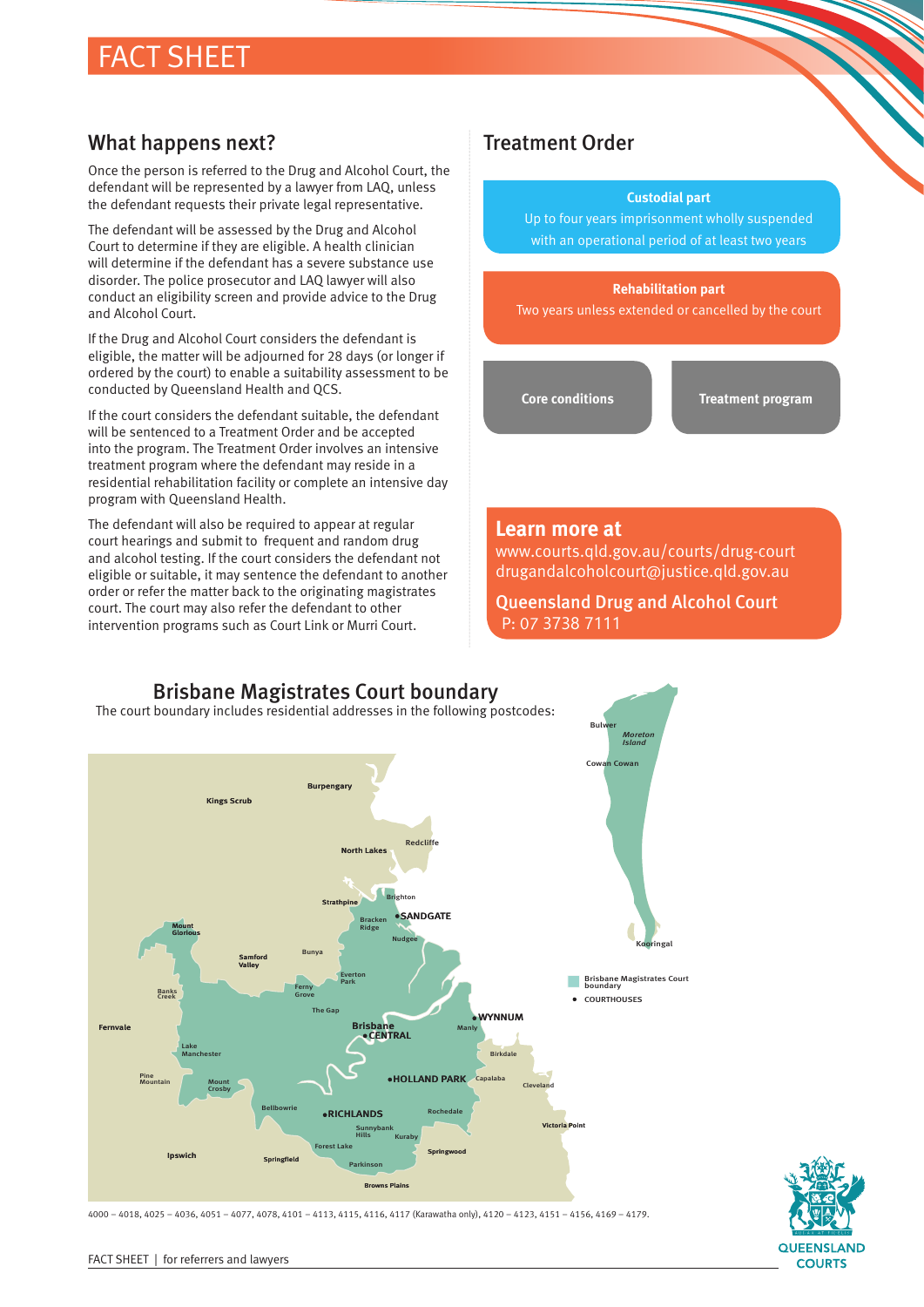# FACT SHEET

## What happens next?

Once the person is referred to the Drug and Alcohol Court, the defendant will be represented by a lawyer from LAQ, unless the defendant requests their private legal representative.

The defendant will be assessed by the Drug and Alcohol Court to determine if they are eligible. A health clinician will determine if the defendant has a severe substance use disorder. The police prosecutor and LAQ lawyer will also conduct an eligibility screen and provide advice to the Drug and Alcohol Court.

If the Drug and Alcohol Court considers the defendant is eligible, the matter will be adjourned for 28 days (or longer if ordered by the court) to enable a suitability assessment to be conducted by Queensland Health and QCS.

If the court considers the defendant suitable, the defendant will be sentenced to a Treatment Order and be accepted into the program. The Treatment Order involves an intensive treatment program where the defendant may reside in a residential rehabilitation facility or complete an intensive day program with Queensland Health.

The defendant will also be required to appear at regular court hearings and submit to frequent and random drug and alcohol testing. If the court considers the defendant not eligible or suitable, it may sentence the defendant to another order or refer the matter back to the originating magistrates court. The court may also refer the defendant to other intervention programs such as Court Link or Murri Court.

## Treatment Order

**Custodial part**
Up to four years imprisonment wholly suspended with an operational period of at least two years

**Rehabilitation part**
Two years unless extended or cancelled by the court

**Core conditions**

**Treatment program**

## Learn more at

www.courts.qld.gov.au/courts/drug-court
drugandalcoholcourt@justice.qld.gov.au

**Queensland Drug and Alcohol Court**
P: 07 3738 7111

## Brisbane Magistrates Court boundary

The court boundary includes residential addresses in the following postcodes:

Brisbane Magistrates Court boundary
• COURTHOUSES

Bulwer
Moreton Island
Cowan Cowan
Kooringal
Kings Scrub
Burpengary
North Lakes
Redcliffe
Strathpine
Brighton
SANDGATE
Bracken Ridge
Nudgee
Mount Glorious
Samford Valley
Bunya
Everton Park
Ferny Grove
Banks Creek
The Gap
Fernvale
Brisbane CENTRAL
WYNNUM
Manly
Lake Manchester
Birkdale
Pine Mountain
Mount Crosby
HOLLAND PARK
Capalaba
Cleveland
Bellbowrie
RICHLANDS
Rochedale
Sunnybank Hills
Kuraby
Victoria Point
Forest Lake
Springwood
Ipswich
Springfield
Parkinson
Browns Plains

4000 – 4018, 4025 – 4036, 4051 – 4077, 4078, 4101 – 4113, 4115, 4116, 4117 (Karawatha only), 4120 – 4123, 4151 – 4156, 4169 – 4179.

FACT SHEET | for referrers and lawyers

QUEENSLAND COURTS